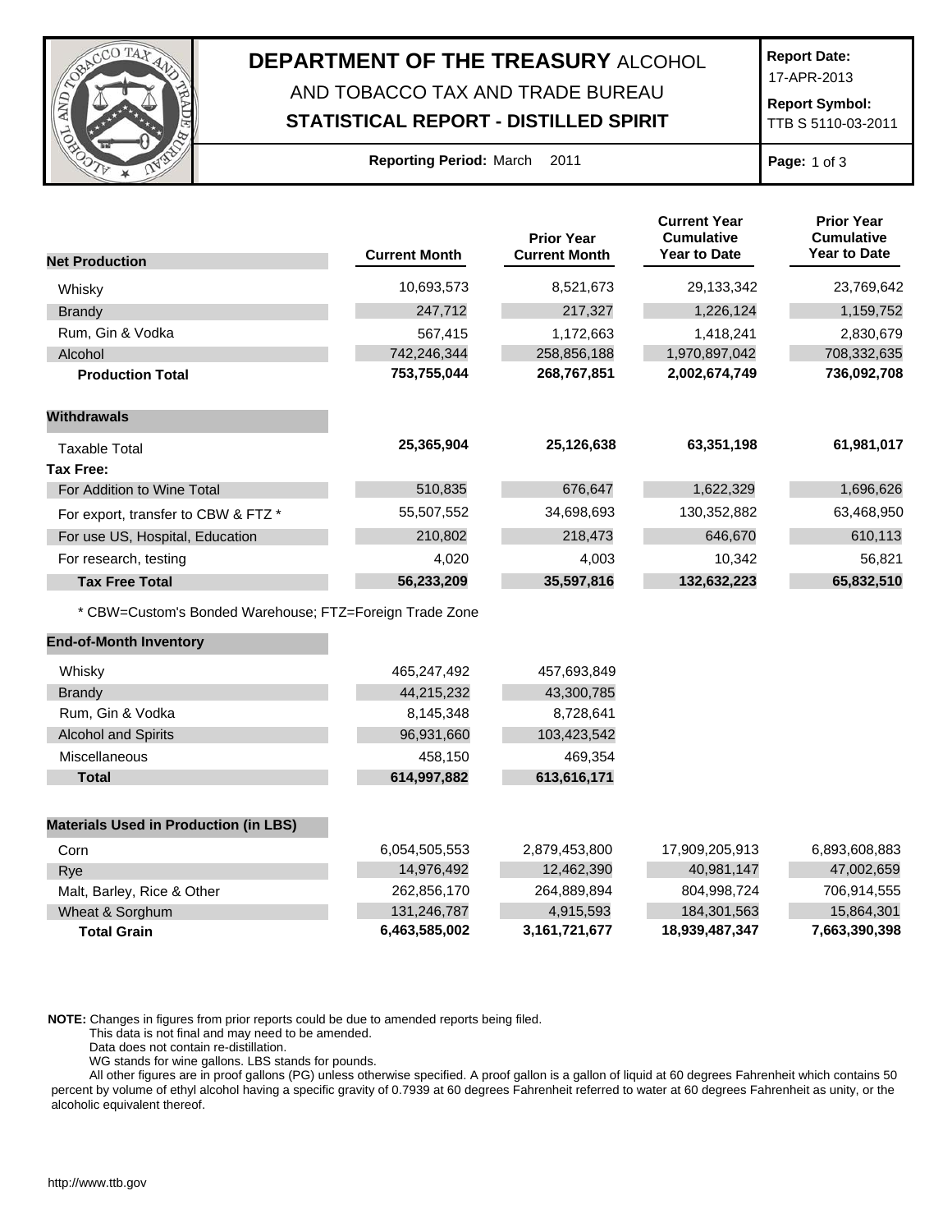# DEPARTMENT OF THE TREASURY ALCOHOL AND TOBACCO TAX AND TRADE BUREAU

## STATISTICAL REPORT - DISTILLED SPIRIT

**Report Date:** 17-APR-2013

**Report Symbol:** TTB S 5110-03-2011

**Reporting Period:** March 2011

| | Current Month | Prior Year Current Month | Current Year Cumulative Year to Date | Prior Year Cumulative Year to Date |
|---|---|---|---|---|
| **Net Production** | | | | |
| Whisky | 10,693,573 | 8,521,673 | 29,133,342 | 23,769,642 |
| Brandy | 247,712 | 217,327 | 1,226,124 | 1,159,752 |
| Rum, Gin & Vodka | 567,415 | 1,172,663 | 1,418,241 | 2,830,679 |
| Alcohol | 742,246,344 | 258,856,188 | 1,970,897,042 | 708,332,635 |
| **Production Total** | **753,755,044** | **268,767,851** | **2,002,674,749** | **736,092,708** |
| **Withdrawals** | | | | |
| Taxable Total | **25,365,904** | **25,126,638** | **63,351,198** | **61,981,017** |
| **Tax Free:** | | | | |
| For Addition to Wine Total | 510,835 | 676,647 | 1,622,329 | 1,696,626 |
| For export, transfer to CBW & FTZ * | 55,507,552 | 34,698,693 | 130,352,882 | 63,468,950 |
| For use US, Hospital, Education | 210,802 | 218,473 | 646,670 | 610,113 |
| For research, testing | 4,020 | 4,003 | 10,342 | 56,821 |
| **Tax Free Total** | **56,233,209** | **35,597,816** | **132,632,223** | **65,832,510** |

* CBW=Custom's Bonded Warehouse; FTZ=Foreign Trade Zone

| **End-of-Month Inventory** | | |
|---|---|---|
| Whisky | 465,247,492 | 457,693,849 |
| Brandy | 44,215,232 | 43,300,785 |
| Rum, Gin & Vodka | 8,145,348 | 8,728,641 |
| Alcohol and Spirits | 96,931,660 | 103,423,542 |
| Miscellaneous | 458,150 | 469,354 |
| **Total** | **614,997,882** | **613,616,171** |

| **Materials Used in Production (in LBS)** | | | | |
|---|---|---|---|---|
| Corn | 6,054,505,553 | 2,879,453,800 | 17,909,205,913 | 6,893,608,883 |
| Rye | 14,976,492 | 12,462,390 | 40,981,147 | 47,002,659 |
| Malt, Barley, Rice & Other | 262,856,170 | 264,889,894 | 804,998,724 | 706,914,555 |
| Wheat & Sorghum | 131,246,787 | 4,915,593 | 184,301,563 | 15,864,301 |
| **Total Grain** | **6,463,585,002** | **3,161,721,677** | **18,939,487,347** | **7,663,390,398** |

**NOTE:** Changes in figures from prior reports could be due to amended reports being filed.
This data is not final and may need to be amended.
Data does not contain re-distillation.
WG stands for wine gallons. LBS stands for pounds.
All other figures are in proof gallons (PG) unless otherwise specified. A proof gallon is a gallon of liquid at 60 degrees Fahrenheit which contains 50 percent by volume of ethyl alcohol having a specific gravity of 0.7939 at 60 degrees Fahrenheit referred to water at 60 degrees Fahrenheit as unity, or the alcoholic equivalent thereof.

http://www.ttb.gov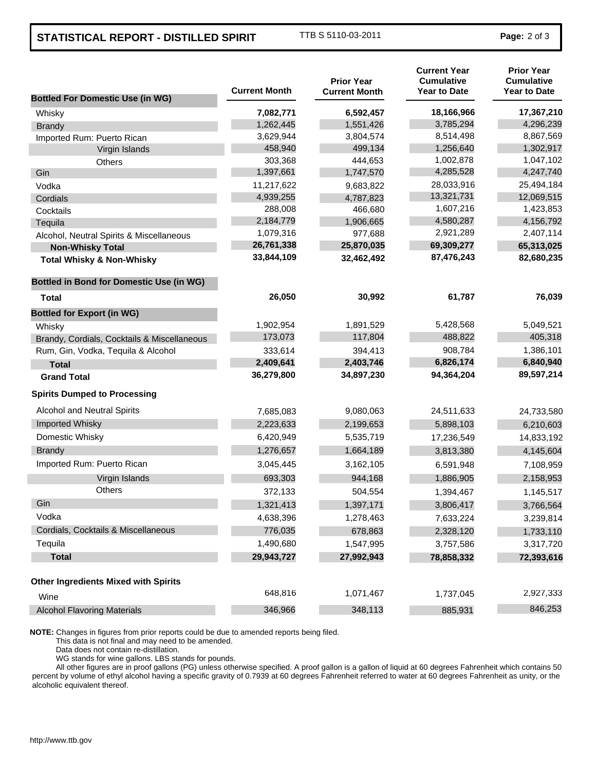## STATISTICAL REPORT - DISTILLED SPIRIT

TTB S 5110-03-2011

| Bottled For Domestic Use (in WG) | Current Month | Prior Year Current Month | Current Year Cumulative Year to Date | Prior Year Cumulative Year to Date |
|---|---|---|---|---|
| Whisky | **7,082,771** | **6,592,457** | **18,166,966** | **17,367,210** |
| Brandy | 1,262,445 | 1,551,426 | 3,785,294 | 4,296,239 |
| Imported Rum: Puerto Rican | 3,629,944 | 3,804,574 | 8,514,498 | 8,867,569 |
| Virgin Islands | 458,940 | 499,134 | 1,256,640 | 1,302,917 |
| Others | 303,368 | 444,653 | 1,002,878 | 1,047,102 |
| Gin | 1,397,661 | 1,747,570 | 4,285,528 | 4,247,740 |
| Vodka | 11,217,622 | 9,683,822 | 28,033,916 | 25,494,184 |
| Cordials | 4,939,255 | 4,787,823 | 13,321,731 | 12,069,515 |
| Cocktails | 288,008 | 466,680 | 1,607,216 | 1,423,853 |
| Tequila | 2,184,779 | 1,906,665 | 4,580,287 | 4,156,792 |
| Alcohol, Neutral Spirits & Miscellaneous | 1,079,316 | 977,688 | 2,921,289 | 2,407,114 |
| **Non-Whisky Total** | **26,761,338** | **25,870,035** | **69,309,277** | **65,313,025** |
| **Total Whisky & Non-Whisky** | **33,844,109** | **32,462,492** | **87,476,243** | **82,680,235** |
| **Bottled in Bond for Domestic Use (in WG)** | | | | |
| **Total** | **26,050** | **30,992** | **61,787** | **76,039** |
| **Bottled for Export (in WG)** | | | | |
| Whisky | 1,902,954 | 1,891,529 | 5,428,568 | 5,049,521 |
| Brandy, Cordials, Cocktails & Miscellaneous | 173,073 | 117,804 | 488,822 | 405,318 |
| Rum, Gin, Vodka, Tequila & Alcohol | 333,614 | 394,413 | 908,784 | 1,386,101 |
| **Total** | **2,409,641** | **2,403,746** | **6,826,174** | **6,840,940** |
| **Grand Total** | **36,279,800** | **34,897,230** | **94,364,204** | **89,597,214** |
| **Spirits Dumped to Processing** | | | | |
| Alcohol and Neutral Spirits | 7,685,083 | 9,080,063 | 24,511,633 | 24,733,580 |
| Imported Whisky | 2,223,633 | 2,199,653 | 5,898,103 | 6,210,603 |
| Domestic Whisky | 6,420,949 | 5,535,719 | 17,236,549 | 14,833,192 |
| Brandy | 1,276,657 | 1,664,189 | 3,813,380 | 4,145,604 |
| Imported Rum: Puerto Rican | 3,045,445 | 3,162,105 | 6,591,948 | 7,108,959 |
| Virgin Islands | 693,303 | 944,168 | 1,886,905 | 2,158,953 |
| Others | 372,133 | 504,554 | 1,394,467 | 1,145,517 |
| Gin | 1,321,413 | 1,397,171 | 3,806,417 | 3,766,564 |
| Vodka | 4,638,396 | 1,278,463 | 7,633,224 | 3,239,814 |
| Cordials, Cocktails & Miscellaneous | 776,035 | 678,863 | 2,328,120 | 1,733,110 |
| Tequila | 1,490,680 | 1,547,995 | 3,757,586 | 3,317,720 |
| **Total** | **29,943,727** | **27,992,943** | **78,858,332** | **72,393,616** |
| **Other Ingredients Mixed with Spirits** | | | | |
| Wine | 648,816 | 1,071,467 | 1,737,045 | 2,927,333 |
| Alcohol Flavoring Materials | 346,966 | 348,113 | 885,931 | 846,253 |

**NOTE:** Changes in figures from prior reports could be due to amended reports being filed.
This data is not final and may need to be amended.
Data does not contain re-distillation.
WG stands for wine gallons. LBS stands for pounds.
All other figures are in proof gallons (PG) unless otherwise specified. A proof gallon is a gallon of liquid at 60 degrees Fahrenheit which contains 50 percent by volume of ethyl alcohol having a specific gravity of 0.7939 at 60 degrees Fahrenheit referred to water at 60 degrees Fahrenheit as unity, or the alcoholic equivalent thereof.

http://www.ttb.gov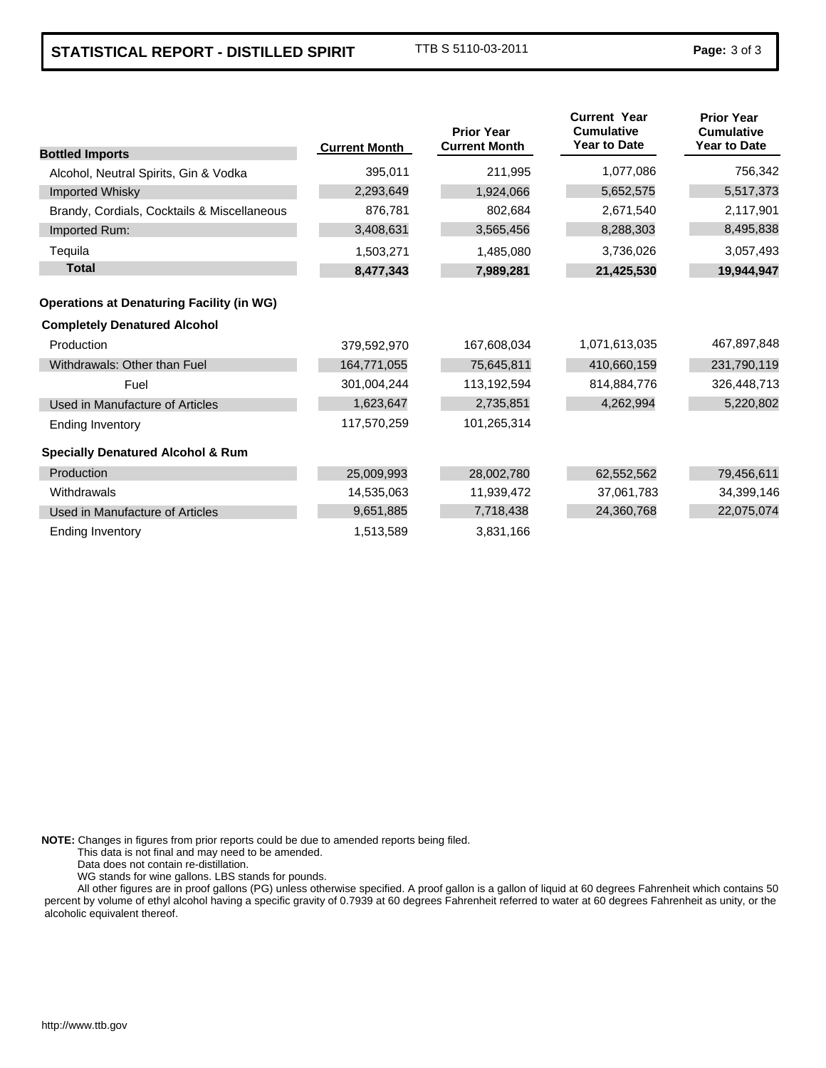## STATISTICAL REPORT - DISTILLED SPIRIT

TTB S 5110-03-2011

| Bottled Imports | Current Month | Prior Year Current Month | Current Year Cumulative Year to Date | Prior Year Cumulative Year to Date |
|---|---|---|---|---|
| Alcohol, Neutral Spirits, Gin & Vodka | 395,011 | 211,995 | 1,077,086 | 756,342 |
| Imported Whisky | 2,293,649 | 1,924,066 | 5,652,575 | 5,517,373 |
| Brandy, Cordials, Cocktails & Miscellaneous | 876,781 | 802,684 | 2,671,540 | 2,117,901 |
| Imported Rum: | 3,408,631 | 3,565,456 | 8,288,303 | 8,495,838 |
| Tequila | 1,503,271 | 1,485,080 | 3,736,026 | 3,057,493 |
| **Total** | **8,477,343** | **7,989,281** | **21,425,530** | **19,944,947** |
| **Operations at Denaturing Facility (in WG)** | | | | |
| **Completely Denatured Alcohol** | | | | |
| Production | 379,592,970 | 167,608,034 | 1,071,613,035 | 467,897,848 |
| Withdrawals: Other than Fuel | 164,771,055 | 75,645,811 | 410,660,159 | 231,790,119 |
| Fuel | 301,004,244 | 113,192,594 | 814,884,776 | 326,448,713 |
| Used in Manufacture of Articles | 1,623,647 | 2,735,851 | 4,262,994 | 5,220,802 |
| Ending Inventory | 117,570,259 | 101,265,314 | | |
| **Specially Denatured Alcohol & Rum** | | | | |
| Production | 25,009,993 | 28,002,780 | 62,552,562 | 79,456,611 |
| Withdrawals | 14,535,063 | 11,939,472 | 37,061,783 | 34,399,146 |
| Used in Manufacture of Articles | 9,651,885 | 7,718,438 | 24,360,768 | 22,075,074 |
| Ending Inventory | 1,513,589 | 3,831,166 | | |

**NOTE:** Changes in figures from prior reports could be due to amended reports being filed.
This data is not final and may need to be amended.
Data does not contain re-distillation.
WG stands for wine gallons. LBS stands for pounds.
All other figures are in proof gallons (PG) unless otherwise specified. A proof gallon is a gallon of liquid at 60 degrees Fahrenheit which contains 50 percent by volume of ethyl alcohol having a specific gravity of 0.7939 at 60 degrees Fahrenheit referred to water at 60 degrees Fahrenheit as unity, or the alcoholic equivalent thereof.

http://www.ttb.gov